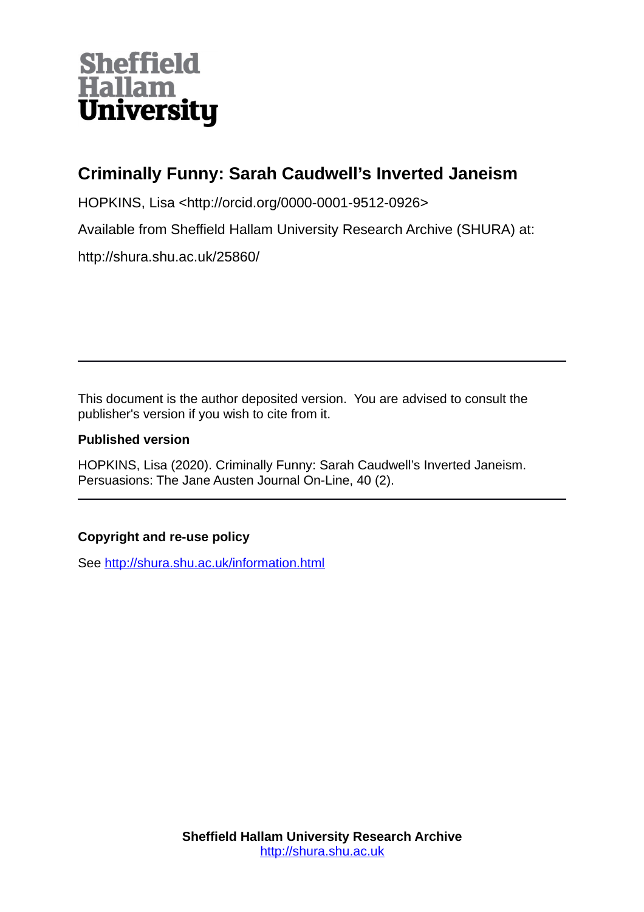Sheffield Hallam University

# Criminally Funny: Sarah Caudwell's Inverted Janeism

HOPKINS, Lisa <http://orcid.org/0000-0001-9512-0926>

Available from Sheffield Hallam University Research Archive (SHURA) at:

http://shura.shu.ac.uk/25860/

---

This document is the author deposited version. You are advised to consult the publisher's version if you wish to cite from it.

**Published version**

HOPKINS, Lisa (2020). Criminally Funny: Sarah Caudwell's Inverted Janeism. Persuasions: The Jane Austen Journal On-Line, 40 (2).

---

**Copyright and re-use policy**

See http://shura.shu.ac.uk/information.html

**Sheffield Hallam University Research Archive**
http://shura.shu.ac.uk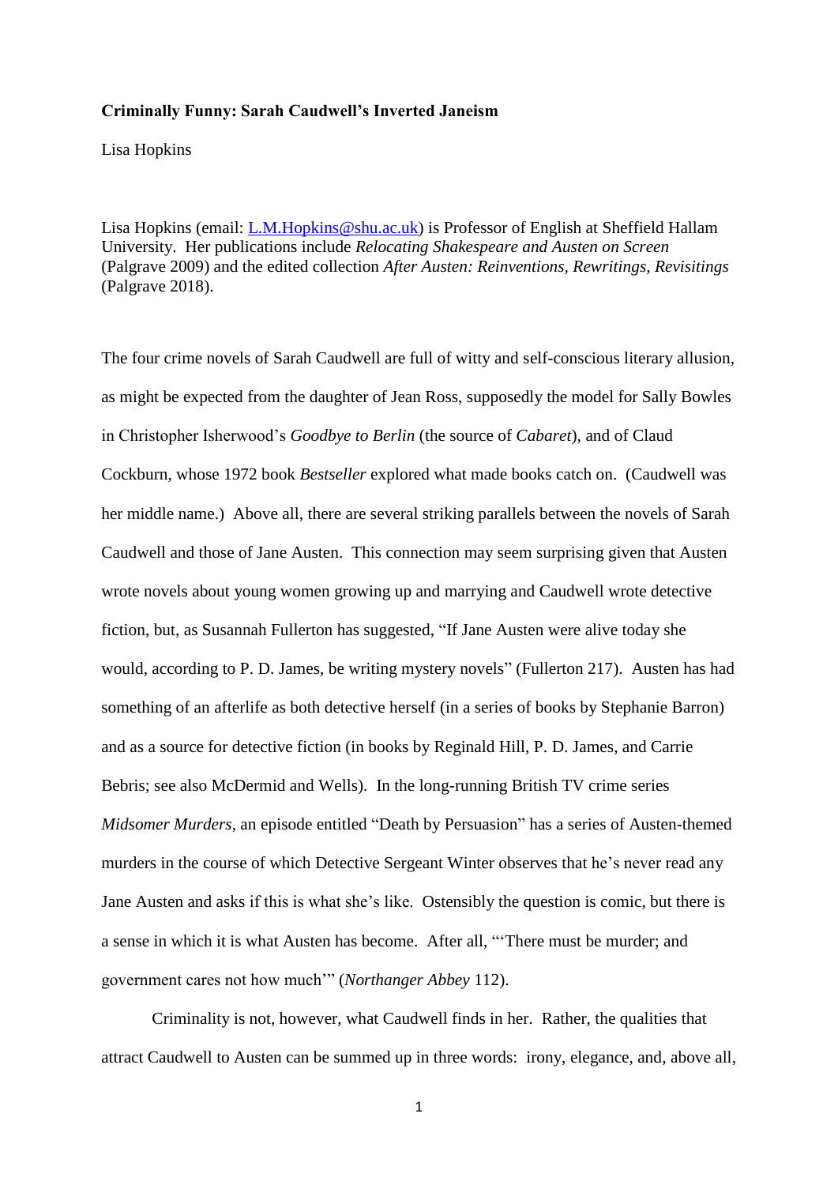**Criminally Funny: Sarah Caudwell's Inverted Janeism**

Lisa Hopkins

Lisa Hopkins (email: L.M.Hopkins@shu.ac.uk) is Professor of English at Sheffield Hallam University. Her publications include *Relocating Shakespeare and Austen on Screen* (Palgrave 2009) and the edited collection *After Austen: Reinventions, Rewritings, Revisitings* (Palgrave 2018).

The four crime novels of Sarah Caudwell are full of witty and self-conscious literary allusion, as might be expected from the daughter of Jean Ross, supposedly the model for Sally Bowles in Christopher Isherwood's *Goodbye to Berlin* (the source of *Cabaret*), and of Claud Cockburn, whose 1972 book *Bestseller* explored what made books catch on. (Caudwell was her middle name.) Above all, there are several striking parallels between the novels of Sarah Caudwell and those of Jane Austen. This connection may seem surprising given that Austen wrote novels about young women growing up and marrying and Caudwell wrote detective fiction, but, as Susannah Fullerton has suggested, "If Jane Austen were alive today she would, according to P. D. James, be writing mystery novels" (Fullerton 217). Austen has had something of an afterlife as both detective herself (in a series of books by Stephanie Barron) and as a source for detective fiction (in books by Reginald Hill, P. D. James, and Carrie Bebris; see also McDermid and Wells). In the long-running British TV crime series *Midsomer Murders*, an episode entitled "Death by Persuasion" has a series of Austen-themed murders in the course of which Detective Sergeant Winter observes that he's never read any Jane Austen and asks if this is what she's like. Ostensibly the question is comic, but there is a sense in which it is what Austen has become. After all, "'There must be murder; and government cares not how much'" (*Northanger Abbey* 112).

Criminality is not, however, what Caudwell finds in her. Rather, the qualities that attract Caudwell to Austen can be summed up in three words: irony, elegance, and, above all,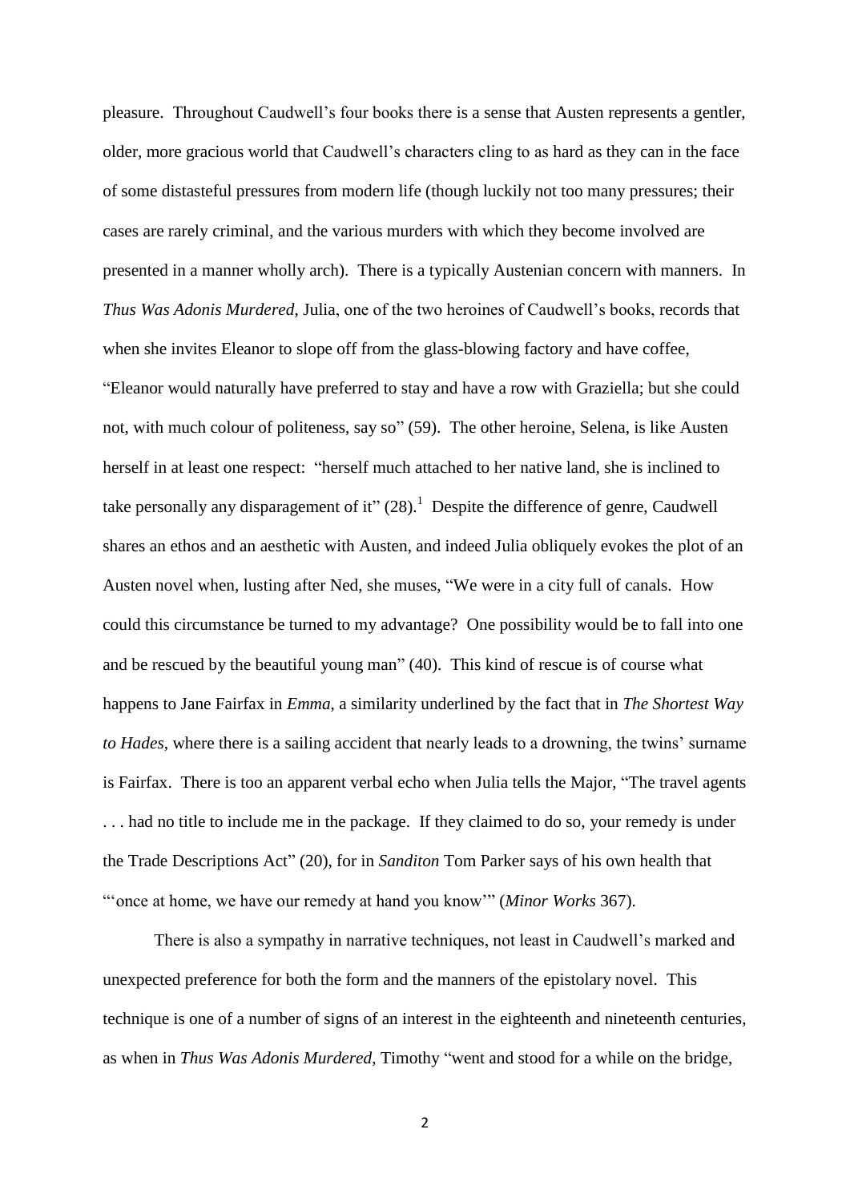pleasure. Throughout Caudwell's four books there is a sense that Austen represents a gentler, older, more gracious world that Caudwell's characters cling to as hard as they can in the face of some distasteful pressures from modern life (though luckily not too many pressures; their cases are rarely criminal, and the various murders with which they become involved are presented in a manner wholly arch). There is a typically Austenian concern with manners. In *Thus Was Adonis Murdered*, Julia, one of the two heroines of Caudwell's books, records that when she invites Eleanor to slope off from the glass-blowing factory and have coffee, "Eleanor would naturally have preferred to stay and have a row with Graziella; but she could not, with much colour of politeness, say so" (59). The other heroine, Selena, is like Austen herself in at least one respect: "herself much attached to her native land, she is inclined to take personally any disparagement of it" (28).[1] Despite the difference of genre, Caudwell shares an ethos and an aesthetic with Austen, and indeed Julia obliquely evokes the plot of an Austen novel when, lusting after Ned, she muses, "We were in a city full of canals. How could this circumstance be turned to my advantage? One possibility would be to fall into one and be rescued by the beautiful young man" (40). This kind of rescue is of course what happens to Jane Fairfax in *Emma*, a similarity underlined by the fact that in *The Shortest Way to Hades*, where there is a sailing accident that nearly leads to a drowning, the twins' surname is Fairfax. There is too an apparent verbal echo when Julia tells the Major, "The travel agents . . . had no title to include me in the package. If they claimed to do so, your remedy is under the Trade Descriptions Act" (20), for in *Sanditon* Tom Parker says of his own health that "'once at home, we have our remedy at hand you know'" (*Minor Works* 367).

There is also a sympathy in narrative techniques, not least in Caudwell's marked and unexpected preference for both the form and the manners of the epistolary novel. This technique is one of a number of signs of an interest in the eighteenth and nineteenth centuries, as when in *Thus Was Adonis Murdered*, Timothy "went and stood for a while on the bridge,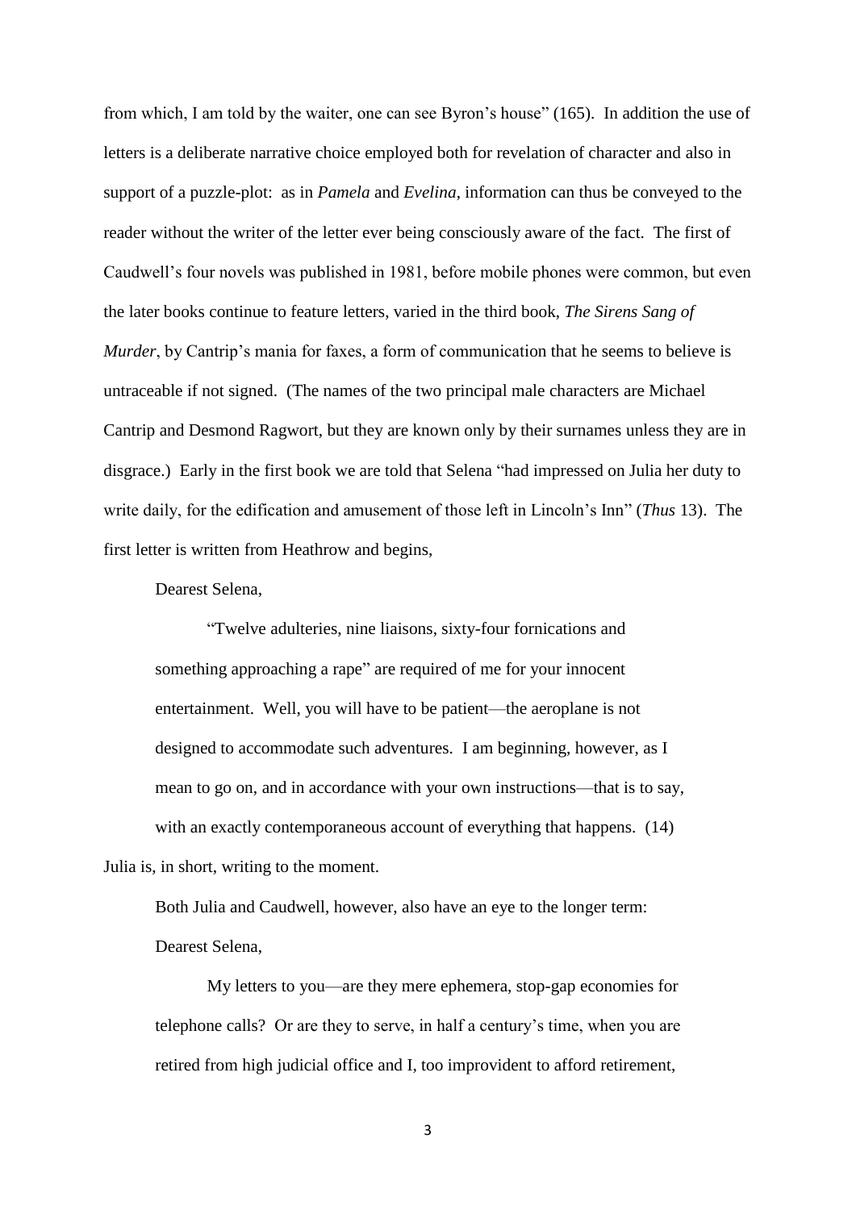from which, I am told by the waiter, one can see Byron's house" (165). In addition the use of letters is a deliberate narrative choice employed both for revelation of character and also in support of a puzzle-plot: as in *Pamela* and *Evelina*, information can thus be conveyed to the reader without the writer of the letter ever being consciously aware of the fact. The first of Caudwell's four novels was published in 1981, before mobile phones were common, but even the later books continue to feature letters, varied in the third book, *The Sirens Sang of Murder*, by Cantrip's mania for faxes, a form of communication that he seems to believe is untraceable if not signed. (The names of the two principal male characters are Michael Cantrip and Desmond Ragwort, but they are known only by their surnames unless they are in disgrace.) Early in the first book we are told that Selena "had impressed on Julia her duty to write daily, for the edification and amusement of those left in Lincoln's Inn" (*Thus* 13). The first letter is written from Heathrow and begins,

> Dearest Selena,
>
> "Twelve adulteries, nine liaisons, sixty-four fornications and something approaching a rape" are required of me for your innocent entertainment. Well, you will have to be patient—the aeroplane is not designed to accommodate such adventures. I am beginning, however, as I mean to go on, and in accordance with your own instructions—that is to say, with an exactly contemporaneous account of everything that happens. (14)

Julia is, in short, writing to the moment.

Both Julia and Caudwell, however, also have an eye to the longer term:

> Dearest Selena,
>
> My letters to you—are they mere ephemera, stop-gap economies for telephone calls? Or are they to serve, in half a century's time, when you are retired from high judicial office and I, too improvident to afford retirement,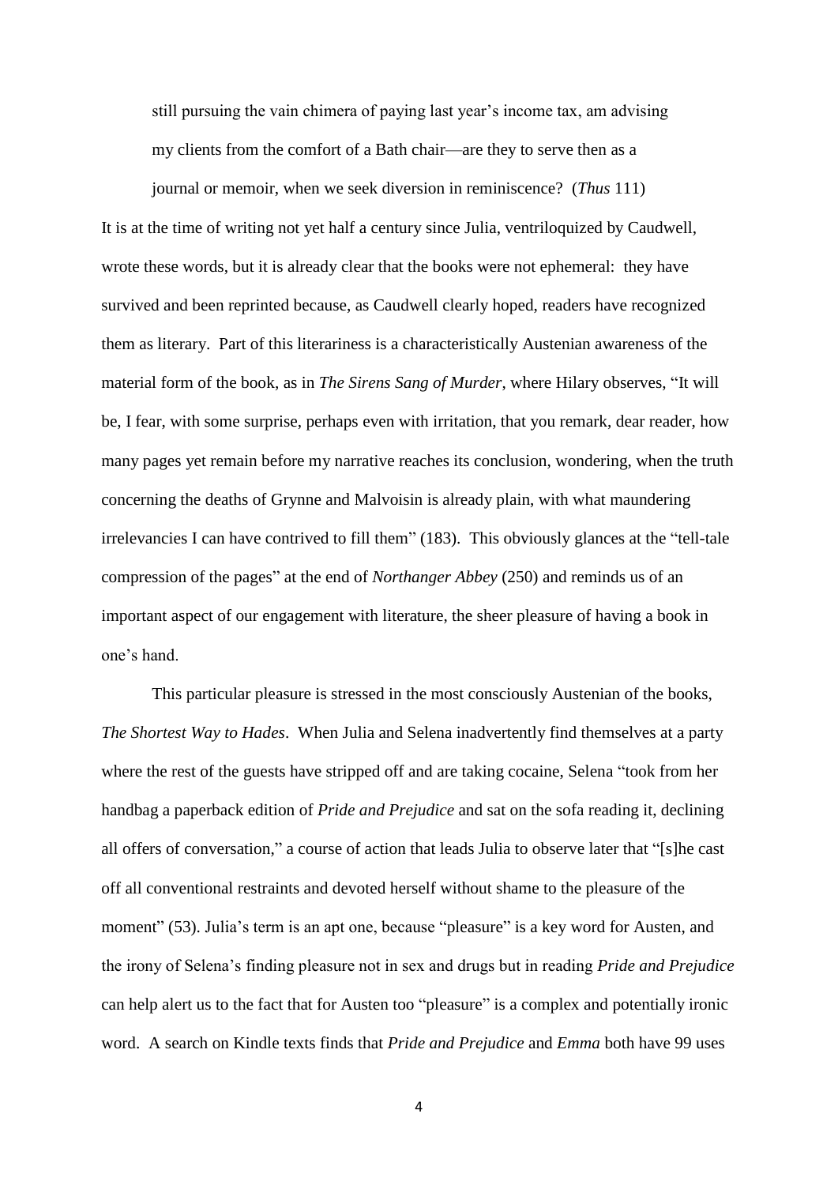> still pursuing the vain chimera of paying last year's income tax, am advising my clients from the comfort of a Bath chair—are they to serve then as a journal or memoir, when we seek diversion in reminiscence? (*Thus* 111)

It is at the time of writing not yet half a century since Julia, ventriloquized by Caudwell, wrote these words, but it is already clear that the books were not ephemeral: they have survived and been reprinted because, as Caudwell clearly hoped, readers have recognized them as literary. Part of this literariness is a characteristically Austenian awareness of the material form of the book, as in *The Sirens Sang of Murder*, where Hilary observes, "It will be, I fear, with some surprise, perhaps even with irritation, that you remark, dear reader, how many pages yet remain before my narrative reaches its conclusion, wondering, when the truth concerning the deaths of Grynne and Malvoisin is already plain, with what maundering irrelevancies I can have contrived to fill them" (183). This obviously glances at the "tell-tale compression of the pages" at the end of *Northanger Abbey* (250) and reminds us of an important aspect of our engagement with literature, the sheer pleasure of having a book in one's hand.

This particular pleasure is stressed in the most consciously Austenian of the books, *The Shortest Way to Hades*. When Julia and Selena inadvertently find themselves at a party where the rest of the guests have stripped off and are taking cocaine, Selena "took from her handbag a paperback edition of *Pride and Prejudice* and sat on the sofa reading it, declining all offers of conversation," a course of action that leads Julia to observe later that "[s]he cast off all conventional restraints and devoted herself without shame to the pleasure of the moment" (53). Julia's term is an apt one, because "pleasure" is a key word for Austen, and the irony of Selena's finding pleasure not in sex and drugs but in reading *Pride and Prejudice* can help alert us to the fact that for Austen too "pleasure" is a complex and potentially ironic word. A search on Kindle texts finds that *Pride and Prejudice* and *Emma* both have 99 uses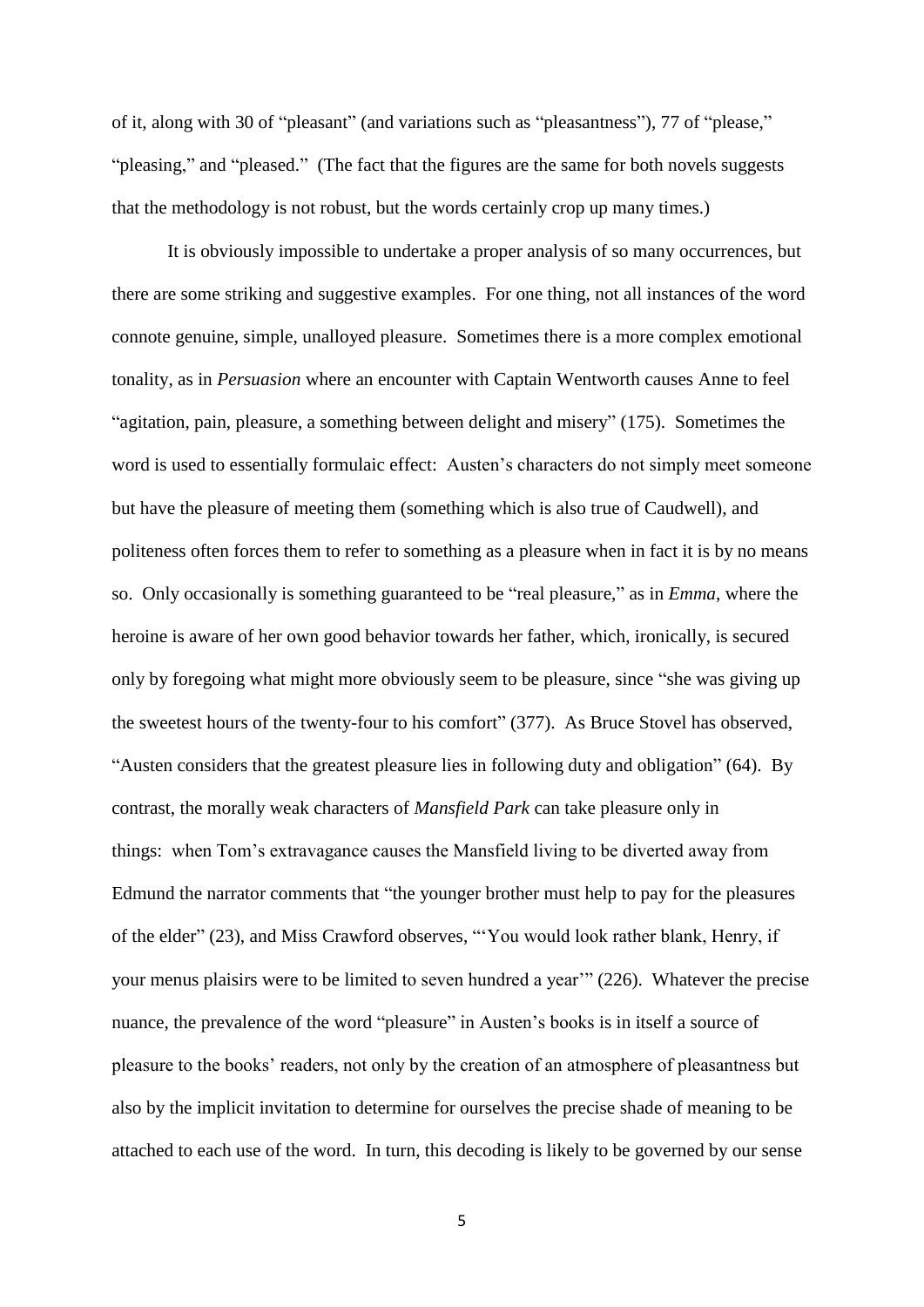of it, along with 30 of "pleasant" (and variations such as "pleasantness"), 77 of "please," "pleasing," and "pleased." (The fact that the figures are the same for both novels suggests that the methodology is not robust, but the words certainly crop up many times.)

It is obviously impossible to undertake a proper analysis of so many occurrences, but there are some striking and suggestive examples. For one thing, not all instances of the word connote genuine, simple, unalloyed pleasure. Sometimes there is a more complex emotional tonality, as in *Persuasion* where an encounter with Captain Wentworth causes Anne to feel "agitation, pain, pleasure, a something between delight and misery" (175). Sometimes the word is used to essentially formulaic effect: Austen's characters do not simply meet someone but have the pleasure of meeting them (something which is also true of Caudwell), and politeness often forces them to refer to something as a pleasure when in fact it is by no means so. Only occasionally is something guaranteed to be "real pleasure," as in *Emma*, where the heroine is aware of her own good behavior towards her father, which, ironically, is secured only by foregoing what might more obviously seem to be pleasure, since "she was giving up the sweetest hours of the twenty-four to his comfort" (377). As Bruce Stovel has observed, "Austen considers that the greatest pleasure lies in following duty and obligation" (64). By contrast, the morally weak characters of *Mansfield Park* can take pleasure only in things: when Tom's extravagance causes the Mansfield living to be diverted away from Edmund the narrator comments that "the younger brother must help to pay for the pleasures of the elder" (23), and Miss Crawford observes, "'You would look rather blank, Henry, if your menus plaisirs were to be limited to seven hundred a year'" (226). Whatever the precise nuance, the prevalence of the word "pleasure" in Austen's books is in itself a source of pleasure to the books' readers, not only by the creation of an atmosphere of pleasantness but also by the implicit invitation to determine for ourselves the precise shade of meaning to be attached to each use of the word. In turn, this decoding is likely to be governed by our sense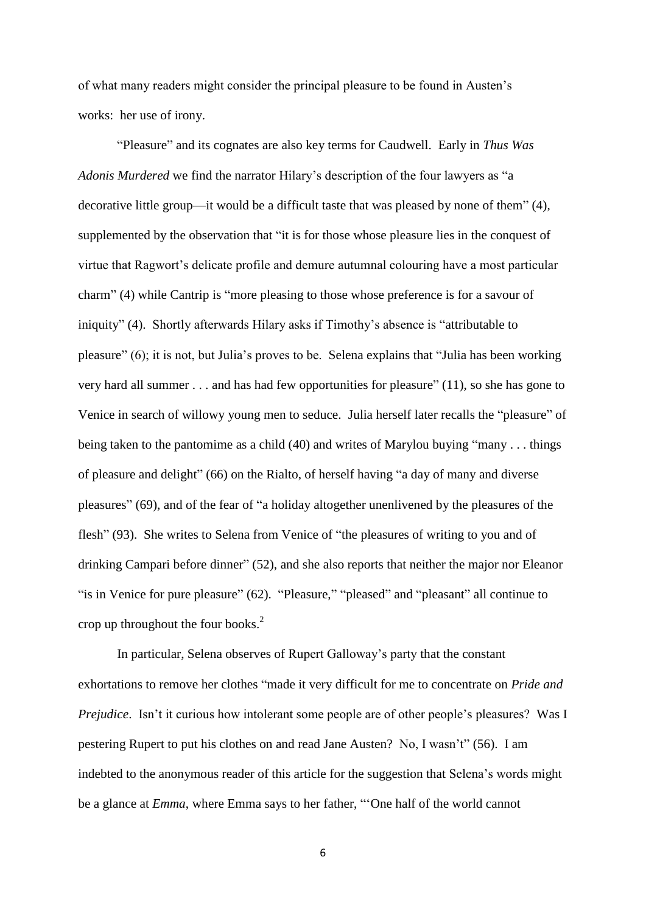of what many readers might consider the principal pleasure to be found in Austen's works: her use of irony.

"Pleasure" and its cognates are also key terms for Caudwell. Early in *Thus Was Adonis Murdered* we find the narrator Hilary's description of the four lawyers as "a decorative little group—it would be a difficult taste that was pleased by none of them" (4), supplemented by the observation that "it is for those whose pleasure lies in the conquest of virtue that Ragwort's delicate profile and demure autumnal colouring have a most particular charm" (4) while Cantrip is "more pleasing to those whose preference is for a savour of iniquity" (4). Shortly afterwards Hilary asks if Timothy's absence is "attributable to pleasure" (6); it is not, but Julia's proves to be. Selena explains that "Julia has been working very hard all summer . . . and has had few opportunities for pleasure" (11), so she has gone to Venice in search of willowy young men to seduce. Julia herself later recalls the "pleasure" of being taken to the pantomime as a child (40) and writes of Marylou buying "many . . . things of pleasure and delight" (66) on the Rialto, of herself having "a day of many and diverse pleasures" (69), and of the fear of "a holiday altogether unenlivened by the pleasures of the flesh" (93). She writes to Selena from Venice of "the pleasures of writing to you and of drinking Campari before dinner" (52), and she also reports that neither the major nor Eleanor "is in Venice for pure pleasure" (62). "Pleasure," "pleased" and "pleasant" all continue to crop up throughout the four books.[2]

In particular, Selena observes of Rupert Galloway's party that the constant exhortations to remove her clothes "made it very difficult for me to concentrate on *Pride and Prejudice*. Isn't it curious how intolerant some people are of other people's pleasures? Was I pestering Rupert to put his clothes on and read Jane Austen? No, I wasn't" (56). I am indebted to the anonymous reader of this article for the suggestion that Selena's words might be a glance at *Emma*, where Emma says to her father, "'One half of the world cannot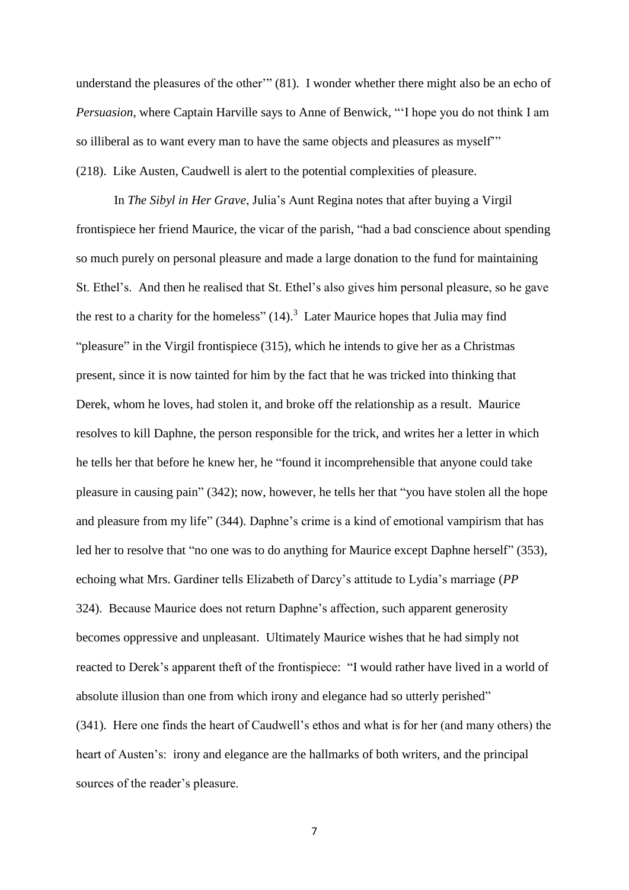understand the pleasures of the other'" (81). I wonder whether there might also be an echo of *Persuasion*, where Captain Harville says to Anne of Benwick, "'I hope you do not think I am so illiberal as to want every man to have the same objects and pleasures as myself'" (218). Like Austen, Caudwell is alert to the potential complexities of pleasure.

In *The Sibyl in Her Grave*, Julia's Aunt Regina notes that after buying a Virgil frontispiece her friend Maurice, the vicar of the parish, "had a bad conscience about spending so much purely on personal pleasure and made a large donation to the fund for maintaining St. Ethel's. And then he realised that St. Ethel's also gives him personal pleasure, so he gave the rest to a charity for the homeless" (14).[3] Later Maurice hopes that Julia may find "pleasure" in the Virgil frontispiece (315), which he intends to give her as a Christmas present, since it is now tainted for him by the fact that he was tricked into thinking that Derek, whom he loves, had stolen it, and broke off the relationship as a result. Maurice resolves to kill Daphne, the person responsible for the trick, and writes her a letter in which he tells her that before he knew her, he "found it incomprehensible that anyone could take pleasure in causing pain" (342); now, however, he tells her that "you have stolen all the hope and pleasure from my life" (344). Daphne's crime is a kind of emotional vampirism that has led her to resolve that "no one was to do anything for Maurice except Daphne herself" (353), echoing what Mrs. Gardiner tells Elizabeth of Darcy's attitude to Lydia's marriage (*PP* 324). Because Maurice does not return Daphne's affection, such apparent generosity becomes oppressive and unpleasant. Ultimately Maurice wishes that he had simply not reacted to Derek's apparent theft of the frontispiece: "I would rather have lived in a world of absolute illusion than one from which irony and elegance had so utterly perished" (341). Here one finds the heart of Caudwell's ethos and what is for her (and many others) the heart of Austen's: irony and elegance are the hallmarks of both writers, and the principal sources of the reader's pleasure.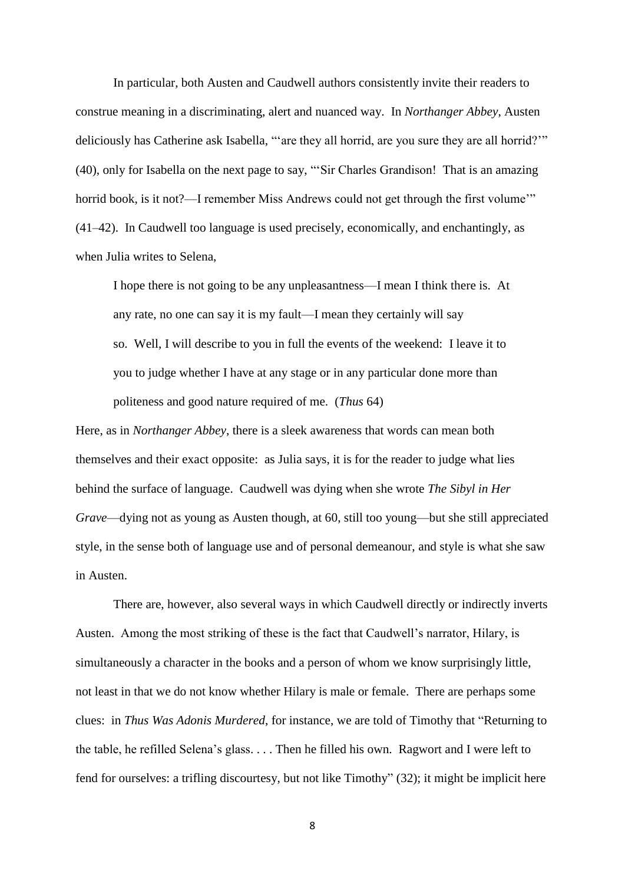In particular, both Austen and Caudwell authors consistently invite their readers to construe meaning in a discriminating, alert and nuanced way. In *Northanger Abbey*, Austen deliciously has Catherine ask Isabella, "'are they all horrid, are you sure they are all horrid?'" (40), only for Isabella on the next page to say, "'Sir Charles Grandison! That is an amazing horrid book, is it not?—I remember Miss Andrews could not get through the first volume'" (41–42). In Caudwell too language is used precisely, economically, and enchantingly, as when Julia writes to Selena,

> I hope there is not going to be any unpleasantness—I mean I think there is. At any rate, no one can say it is my fault—I mean they certainly will say so. Well, I will describe to you in full the events of the weekend: I leave it to you to judge whether I have at any stage or in any particular done more than politeness and good nature required of me. (*Thus* 64)

Here, as in *Northanger Abbey*, there is a sleek awareness that words can mean both themselves and their exact opposite: as Julia says, it is for the reader to judge what lies behind the surface of language. Caudwell was dying when she wrote *The Sibyl in Her Grave*—dying not as young as Austen though, at 60, still too young—but she still appreciated style, in the sense both of language use and of personal demeanour, and style is what she saw in Austen.

There are, however, also several ways in which Caudwell directly or indirectly inverts Austen. Among the most striking of these is the fact that Caudwell's narrator, Hilary, is simultaneously a character in the books and a person of whom we know surprisingly little, not least in that we do not know whether Hilary is male or female. There are perhaps some clues: in *Thus Was Adonis Murdered*, for instance, we are told of Timothy that "Returning to the table, he refilled Selena's glass. . . . Then he filled his own. Ragwort and I were left to fend for ourselves: a trifling discourtesy, but not like Timothy" (32); it might be implicit here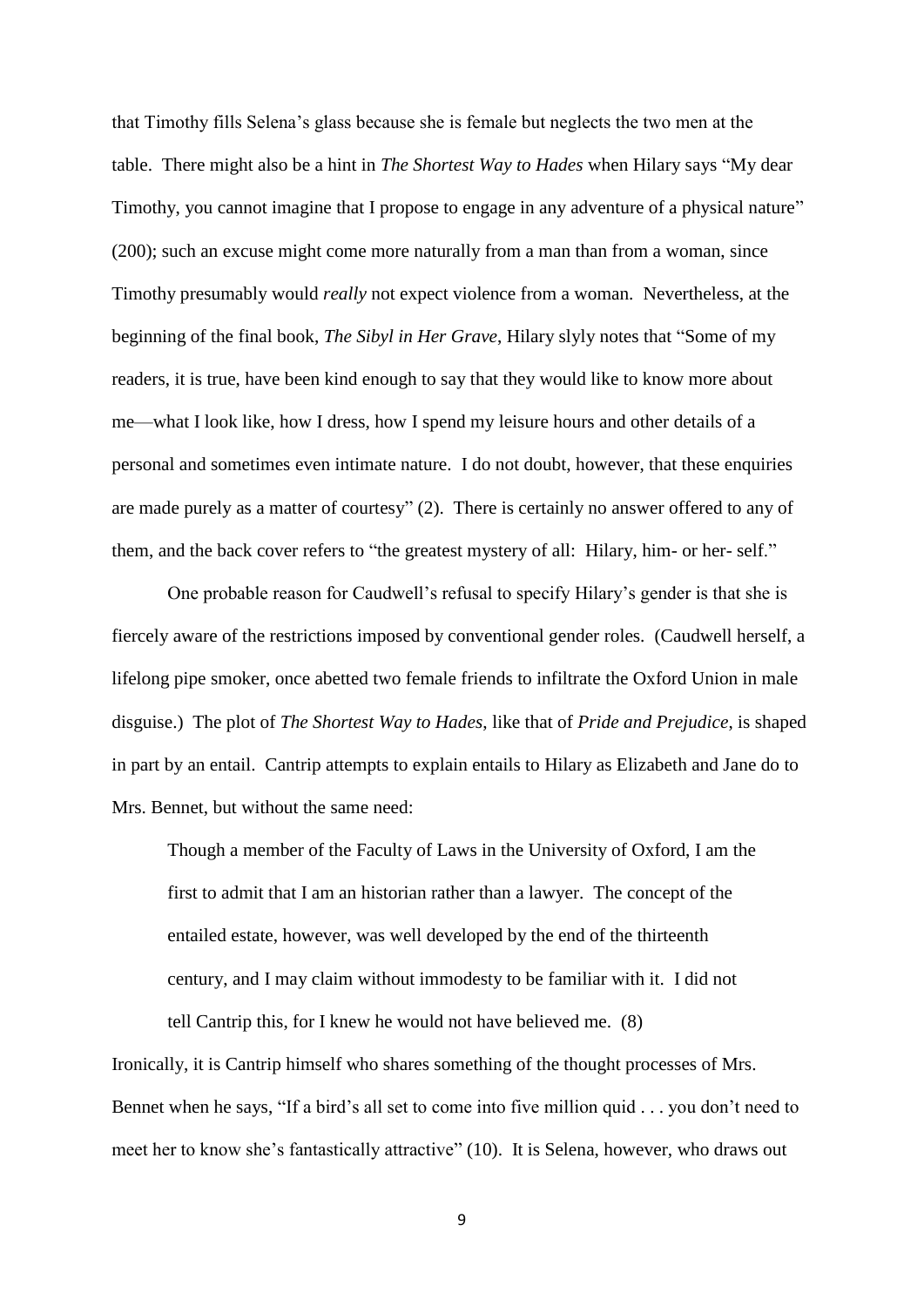that Timothy fills Selena's glass because she is female but neglects the two men at the table. There might also be a hint in *The Shortest Way to Hades* when Hilary says "My dear Timothy, you cannot imagine that I propose to engage in any adventure of a physical nature" (200); such an excuse might come more naturally from a man than from a woman, since Timothy presumably would *really* not expect violence from a woman. Nevertheless, at the beginning of the final book, *The Sibyl in Her Grave*, Hilary slyly notes that "Some of my readers, it is true, have been kind enough to say that they would like to know more about me—what I look like, how I dress, how I spend my leisure hours and other details of a personal and sometimes even intimate nature. I do not doubt, however, that these enquiries are made purely as a matter of courtesy" (2). There is certainly no answer offered to any of them, and the back cover refers to "the greatest mystery of all: Hilary, him- or her- self."

One probable reason for Caudwell's refusal to specify Hilary's gender is that she is fiercely aware of the restrictions imposed by conventional gender roles. (Caudwell herself, a lifelong pipe smoker, once abetted two female friends to infiltrate the Oxford Union in male disguise.) The plot of *The Shortest Way to Hades*, like that of *Pride and Prejudice*, is shaped in part by an entail. Cantrip attempts to explain entails to Hilary as Elizabeth and Jane do to Mrs. Bennet, but without the same need:

> Though a member of the Faculty of Laws in the University of Oxford, I am the first to admit that I am an historian rather than a lawyer. The concept of the entailed estate, however, was well developed by the end of the thirteenth century, and I may claim without immodesty to be familiar with it. I did not tell Cantrip this, for I knew he would not have believed me. (8)

Ironically, it is Cantrip himself who shares something of the thought processes of Mrs. Bennet when he says, "If a bird's all set to come into five million quid . . . you don't need to meet her to know she's fantastically attractive" (10). It is Selena, however, who draws out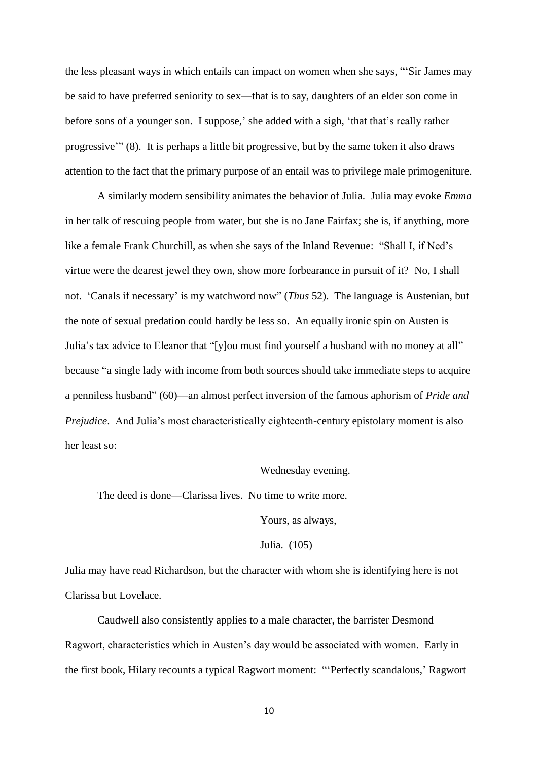the less pleasant ways in which entails can impact on women when she says, "'Sir James may be said to have preferred seniority to sex—that is to say, daughters of an elder son come in before sons of a younger son. I suppose,' she added with a sigh, 'that that's really rather progressive'" (8). It is perhaps a little bit progressive, but by the same token it also draws attention to the fact that the primary purpose of an entail was to privilege male primogeniture.

A similarly modern sensibility animates the behavior of Julia. Julia may evoke *Emma* in her talk of rescuing people from water, but she is no Jane Fairfax; she is, if anything, more like a female Frank Churchill, as when she says of the Inland Revenue: "Shall I, if Ned's virtue were the dearest jewel they own, show more forbearance in pursuit of it? No, I shall not. 'Canals if necessary' is my watchword now" (*Thus* 52). The language is Austenian, but the note of sexual predation could hardly be less so. An equally ironic spin on Austen is Julia's tax advice to Eleanor that "[y]ou must find yourself a husband with no money at all" because "a single lady with income from both sources should take immediate steps to acquire a penniless husband" (60)—an almost perfect inversion of the famous aphorism of *Pride and Prejudice*. And Julia's most characteristically eighteenth-century epistolary moment is also her least so:

> Wednesday evening.
>
> The deed is done—Clarissa lives. No time to write more.
>
> Yours, as always,
>
> Julia. (105)

Julia may have read Richardson, but the character with whom she is identifying here is not Clarissa but Lovelace.

Caudwell also consistently applies to a male character, the barrister Desmond Ragwort, characteristics which in Austen's day would be associated with women. Early in the first book, Hilary recounts a typical Ragwort moment: "'Perfectly scandalous,' Ragwort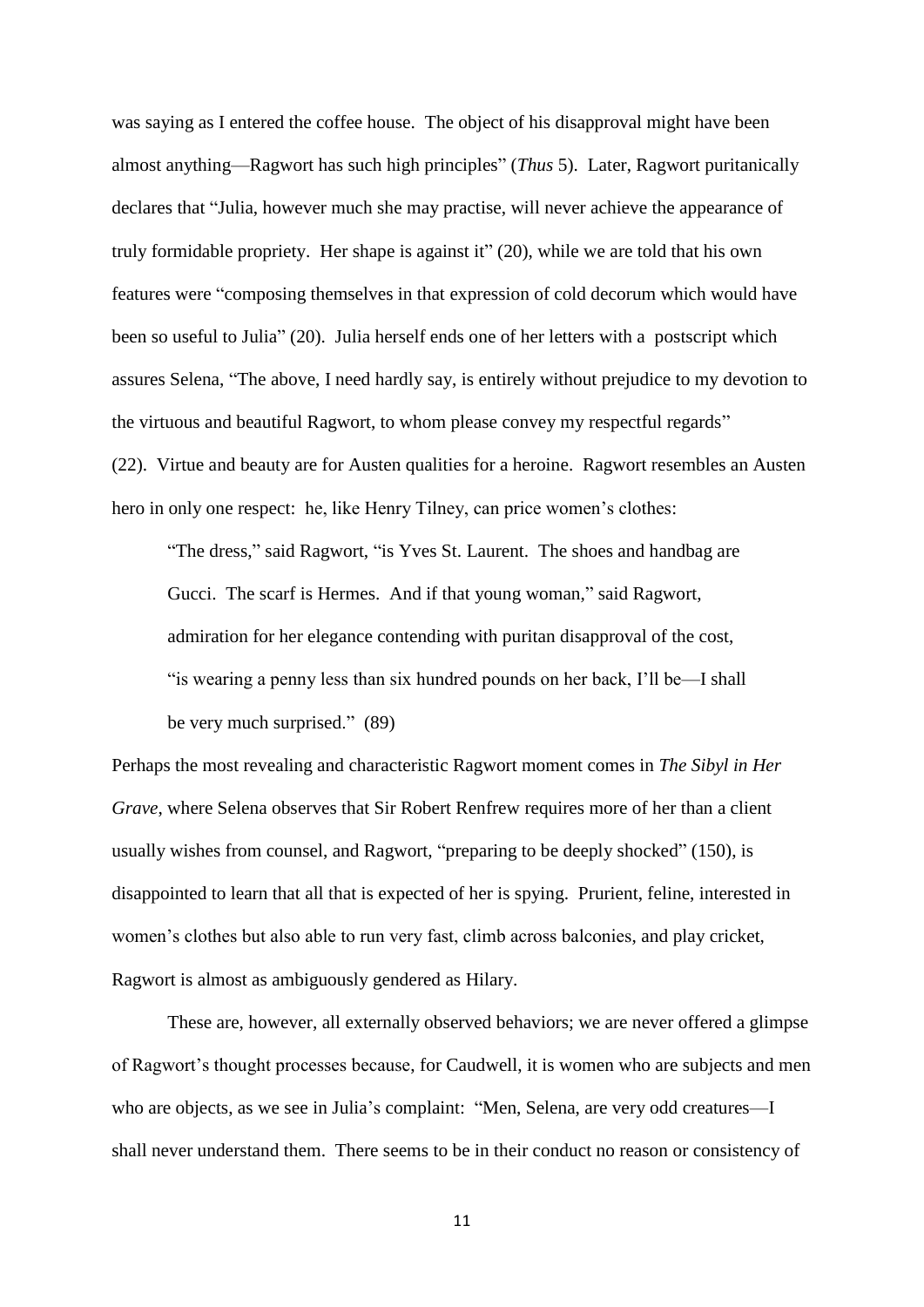was saying as I entered the coffee house. The object of his disapproval might have been almost anything—Ragwort has such high principles" (*Thus* 5). Later, Ragwort puritanically declares that "Julia, however much she may practise, will never achieve the appearance of truly formidable propriety. Her shape is against it" (20), while we are told that his own features were "composing themselves in that expression of cold decorum which would have been so useful to Julia" (20). Julia herself ends one of her letters with a postscript which assures Selena, "The above, I need hardly say, is entirely without prejudice to my devotion to the virtuous and beautiful Ragwort, to whom please convey my respectful regards" (22). Virtue and beauty are for Austen qualities for a heroine. Ragwort resembles an Austen hero in only one respect: he, like Henry Tilney, can price women's clothes:

> "The dress," said Ragwort, "is Yves St. Laurent. The shoes and handbag are Gucci. The scarf is Hermes. And if that young woman," said Ragwort, admiration for her elegance contending with puritan disapproval of the cost, "is wearing a penny less than six hundred pounds on her back, I'll be—I shall be very much surprised." (89)

Perhaps the most revealing and characteristic Ragwort moment comes in *The Sibyl in Her Grave*, where Selena observes that Sir Robert Renfrew requires more of her than a client usually wishes from counsel, and Ragwort, "preparing to be deeply shocked" (150), is disappointed to learn that all that is expected of her is spying. Prurient, feline, interested in women's clothes but also able to run very fast, climb across balconies, and play cricket, Ragwort is almost as ambiguously gendered as Hilary.

These are, however, all externally observed behaviors; we are never offered a glimpse of Ragwort's thought processes because, for Caudwell, it is women who are subjects and men who are objects, as we see in Julia's complaint: "Men, Selena, are very odd creatures—I shall never understand them. There seems to be in their conduct no reason or consistency of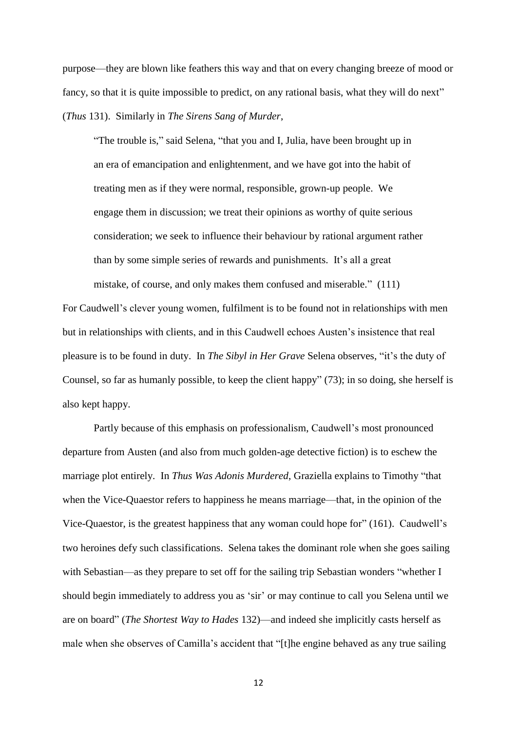purpose—they are blown like feathers this way and that on every changing breeze of mood or fancy, so that it is quite impossible to predict, on any rational basis, what they will do next" (*Thus* 131). Similarly in *The Sirens Sang of Murder*,

> "The trouble is," said Selena, "that you and I, Julia, have been brought up in an era of emancipation and enlightenment, and we have got into the habit of treating men as if they were normal, responsible, grown-up people. We engage them in discussion; we treat their opinions as worthy of quite serious consideration; we seek to influence their behaviour by rational argument rather than by some simple series of rewards and punishments. It's all a great mistake, of course, and only makes them confused and miserable." (111)

For Caudwell's clever young women, fulfilment is to be found not in relationships with men but in relationships with clients, and in this Caudwell echoes Austen's insistence that real pleasure is to be found in duty. In *The Sibyl in Her Grave* Selena observes, "it's the duty of Counsel, so far as humanly possible, to keep the client happy" (73); in so doing, she herself is also kept happy.

Partly because of this emphasis on professionalism, Caudwell's most pronounced departure from Austen (and also from much golden-age detective fiction) is to eschew the marriage plot entirely. In *Thus Was Adonis Murdered*, Graziella explains to Timothy "that when the Vice-Quaestor refers to happiness he means marriage—that, in the opinion of the Vice-Quaestor, is the greatest happiness that any woman could hope for" (161). Caudwell's two heroines defy such classifications. Selena takes the dominant role when she goes sailing with Sebastian—as they prepare to set off for the sailing trip Sebastian wonders "whether I should begin immediately to address you as 'sir' or may continue to call you Selena until we are on board" (*The Shortest Way to Hades* 132)—and indeed she implicitly casts herself as male when she observes of Camilla's accident that "[t]he engine behaved as any true sailing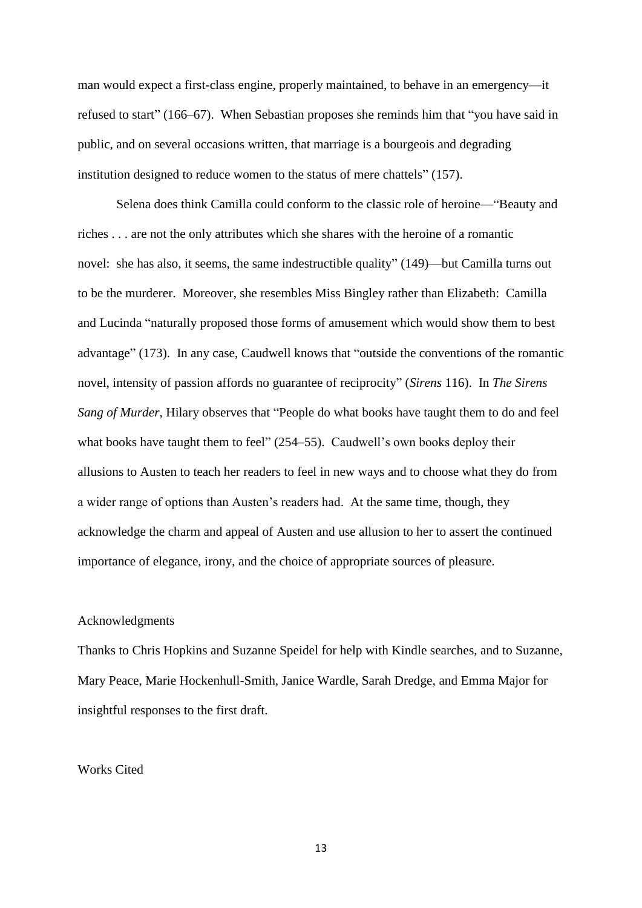man would expect a first-class engine, properly maintained, to behave in an emergency—it refused to start" (166–67). When Sebastian proposes she reminds him that "you have said in public, and on several occasions written, that marriage is a bourgeois and degrading institution designed to reduce women to the status of mere chattels" (157).

Selena does think Camilla could conform to the classic role of heroine—"Beauty and riches . . . are not the only attributes which she shares with the heroine of a romantic novel: she has also, it seems, the same indestructible quality" (149)—but Camilla turns out to be the murderer. Moreover, she resembles Miss Bingley rather than Elizabeth: Camilla and Lucinda "naturally proposed those forms of amusement which would show them to best advantage" (173). In any case, Caudwell knows that "outside the conventions of the romantic novel, intensity of passion affords no guarantee of reciprocity" (*Sirens* 116). In *The Sirens Sang of Murder*, Hilary observes that "People do what books have taught them to do and feel what books have taught them to feel" (254–55). Caudwell's own books deploy their allusions to Austen to teach her readers to feel in new ways and to choose what they do from a wider range of options than Austen's readers had. At the same time, though, they acknowledge the charm and appeal of Austen and use allusion to her to assert the continued importance of elegance, irony, and the choice of appropriate sources of pleasure.

## Acknowledgments

Thanks to Chris Hopkins and Suzanne Speidel for help with Kindle searches, and to Suzanne, Mary Peace, Marie Hockenhull-Smith, Janice Wardle, Sarah Dredge, and Emma Major for insightful responses to the first draft.

## Works Cited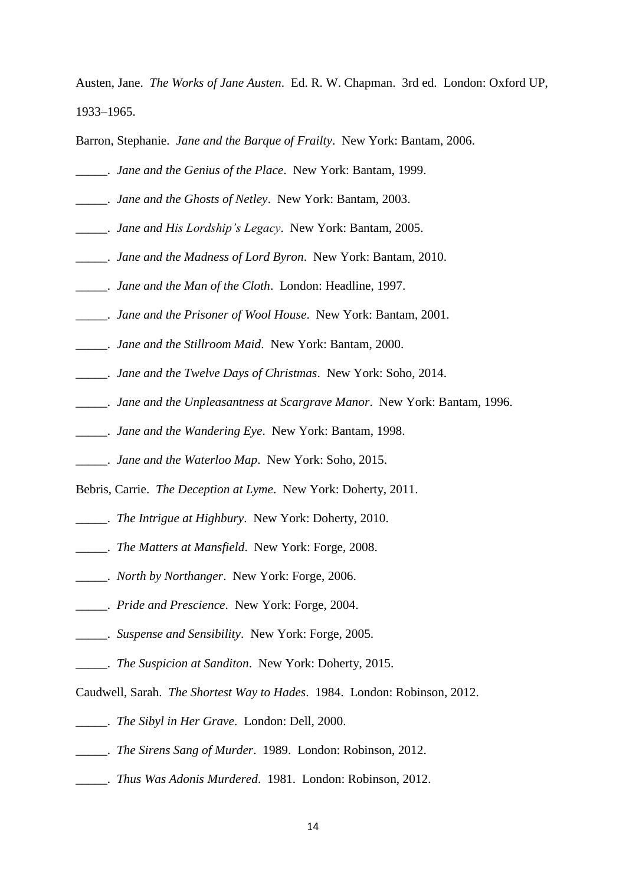Austen, Jane. *The Works of Jane Austen*. Ed. R. W. Chapman. 3rd ed. London: Oxford UP, 1933–1965.

Barron, Stephanie. *Jane and the Barque of Frailty*. New York: Bantam, 2006.

_____. *Jane and the Genius of the Place*. New York: Bantam, 1999.

_____. *Jane and the Ghosts of Netley*. New York: Bantam, 2003.

_____. *Jane and His Lordship's Legacy*. New York: Bantam, 2005.

_____. *Jane and the Madness of Lord Byron*. New York: Bantam, 2010.

_____. *Jane and the Man of the Cloth*. London: Headline, 1997.

_____. *Jane and the Prisoner of Wool House*. New York: Bantam, 2001.

_____. *Jane and the Stillroom Maid*. New York: Bantam, 2000.

_____. *Jane and the Twelve Days of Christmas*. New York: Soho, 2014.

_____. *Jane and the Unpleasantness at Scargrave Manor*. New York: Bantam, 1996.

_____. *Jane and the Wandering Eye*. New York: Bantam, 1998.

_____. *Jane and the Waterloo Map*. New York: Soho, 2015.

Bebris, Carrie. *The Deception at Lyme*. New York: Doherty, 2011.

_____. *The Intrigue at Highbury*. New York: Doherty, 2010.

_____. *The Matters at Mansfield*. New York: Forge, 2008.

_____. *North by Northanger*. New York: Forge, 2006.

_____. *Pride and Prescience*. New York: Forge, 2004.

_____. *Suspense and Sensibility*. New York: Forge, 2005.

_____. *The Suspicion at Sanditon*. New York: Doherty, 2015.

Caudwell, Sarah. *The Shortest Way to Hades*. 1984. London: Robinson, 2012.

_____. *The Sibyl in Her Grave*. London: Dell, 2000.

_____. *The Sirens Sang of Murder*. 1989. London: Robinson, 2012.

_____. *Thus Was Adonis Murdered*. 1981. London: Robinson, 2012.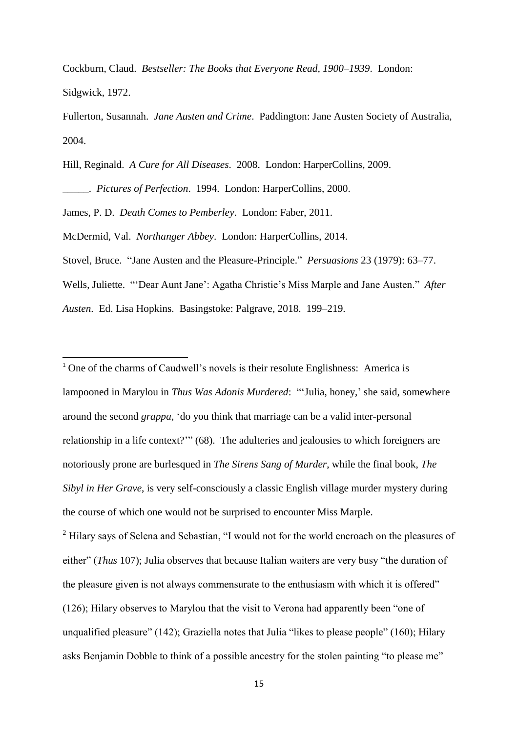Cockburn, Claud. *Bestseller: The Books that Everyone Read, 1900–1939*. London: Sidgwick, 1972.

Fullerton, Susannah. *Jane Austen and Crime*. Paddington: Jane Austen Society of Australia, 2004.

Hill, Reginald. *A Cure for All Diseases*. 2008. London: HarperCollins, 2009.

_____. *Pictures of Perfection*. 1994. London: HarperCollins, 2000.

James, P. D. *Death Comes to Pemberley*. London: Faber, 2011.

McDermid, Val. *Northanger Abbey*. London: HarperCollins, 2014.

Stovel, Bruce. "Jane Austen and the Pleasure-Principle." *Persuasions* 23 (1979): 63–77.

Wells, Juliette. "'Dear Aunt Jane': Agatha Christie's Miss Marple and Jane Austen." *After Austen*. Ed. Lisa Hopkins. Basingstoke: Palgrave, 2018. 199–219.

---

[1] One of the charms of Caudwell's novels is their resolute Englishness: America is lampooned in Marylou in *Thus Was Adonis Murdered*: "'Julia, honey,' she said, somewhere around the second *grappa*, 'do you think that marriage can be a valid inter-personal relationship in a life context?'" (68). The adulteries and jealousies to which foreigners are notoriously prone are burlesqued in *The Sirens Sang of Murder*, while the final book, *The Sibyl in Her Grave*, is very self-consciously a classic English village murder mystery during the course of which one would not be surprised to encounter Miss Marple.

[2] Hilary says of Selena and Sebastian, "I would not for the world encroach on the pleasures of either" (*Thus* 107); Julia observes that because Italian waiters are very busy "the duration of the pleasure given is not always commensurate to the enthusiasm with which it is offered" (126); Hilary observes to Marylou that the visit to Verona had apparently been "one of unqualified pleasure" (142); Graziella notes that Julia "likes to please people" (160); Hilary asks Benjamin Dobble to think of a possible ancestry for the stolen painting "to please me"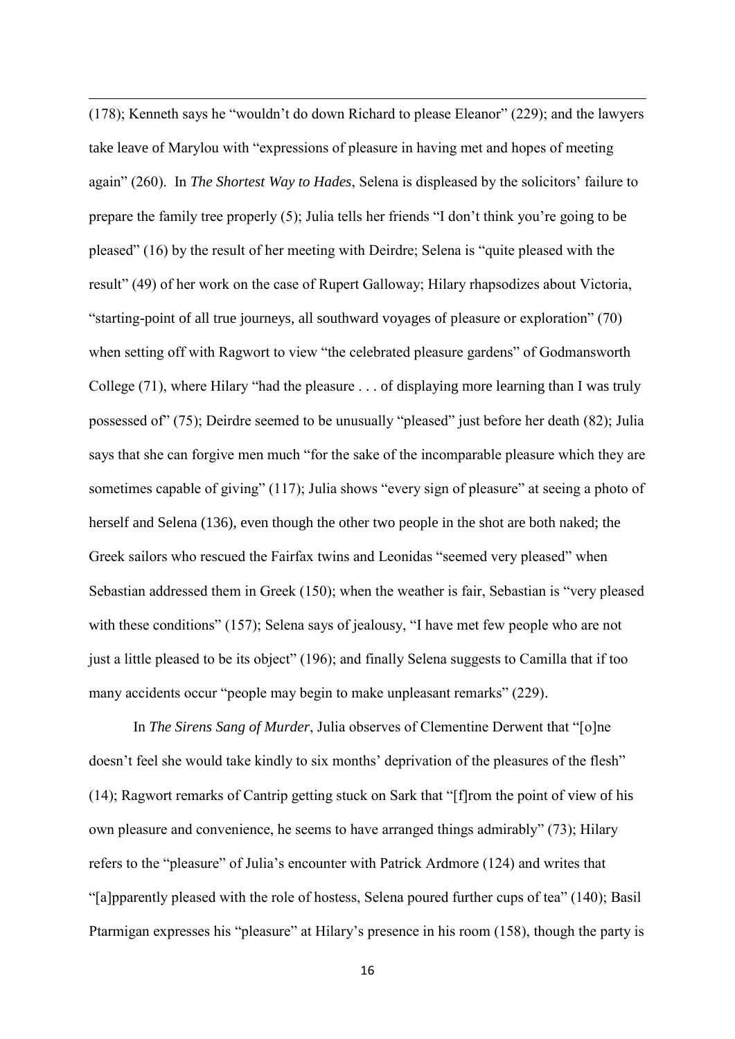(178); Kenneth says he "wouldn't do down Richard to please Eleanor" (229); and the lawyers take leave of Marylou with "expressions of pleasure in having met and hopes of meeting again" (260). In *The Shortest Way to Hades*, Selena is displeased by the solicitors' failure to prepare the family tree properly (5); Julia tells her friends "I don't think you're going to be pleased" (16) by the result of her meeting with Deirdre; Selena is "quite pleased with the result" (49) of her work on the case of Rupert Galloway; Hilary rhapsodizes about Victoria, "starting-point of all true journeys, all southward voyages of pleasure or exploration" (70) when setting off with Ragwort to view "the celebrated pleasure gardens" of Godmansworth College (71), where Hilary "had the pleasure . . . of displaying more learning than I was truly possessed of" (75); Deirdre seemed to be unusually "pleased" just before her death (82); Julia says that she can forgive men much "for the sake of the incomparable pleasure which they are sometimes capable of giving" (117); Julia shows "every sign of pleasure" at seeing a photo of herself and Selena (136), even though the other two people in the shot are both naked; the Greek sailors who rescued the Fairfax twins and Leonidas "seemed very pleased" when Sebastian addressed them in Greek (150); when the weather is fair, Sebastian is "very pleased with these conditions" (157); Selena says of jealousy, "I have met few people who are not just a little pleased to be its object" (196); and finally Selena suggests to Camilla that if too many accidents occur "people may begin to make unpleasant remarks" (229).

In *The Sirens Sang of Murder*, Julia observes of Clementine Derwent that "[o]ne doesn't feel she would take kindly to six months' deprivation of the pleasures of the flesh" (14); Ragwort remarks of Cantrip getting stuck on Sark that "[f]rom the point of view of his own pleasure and convenience, he seems to have arranged things admirably" (73); Hilary refers to the "pleasure" of Julia's encounter with Patrick Ardmore (124) and writes that "[a]pparently pleased with the role of hostess, Selena poured further cups of tea" (140); Basil Ptarmigan expresses his "pleasure" at Hilary's presence in his room (158), though the party is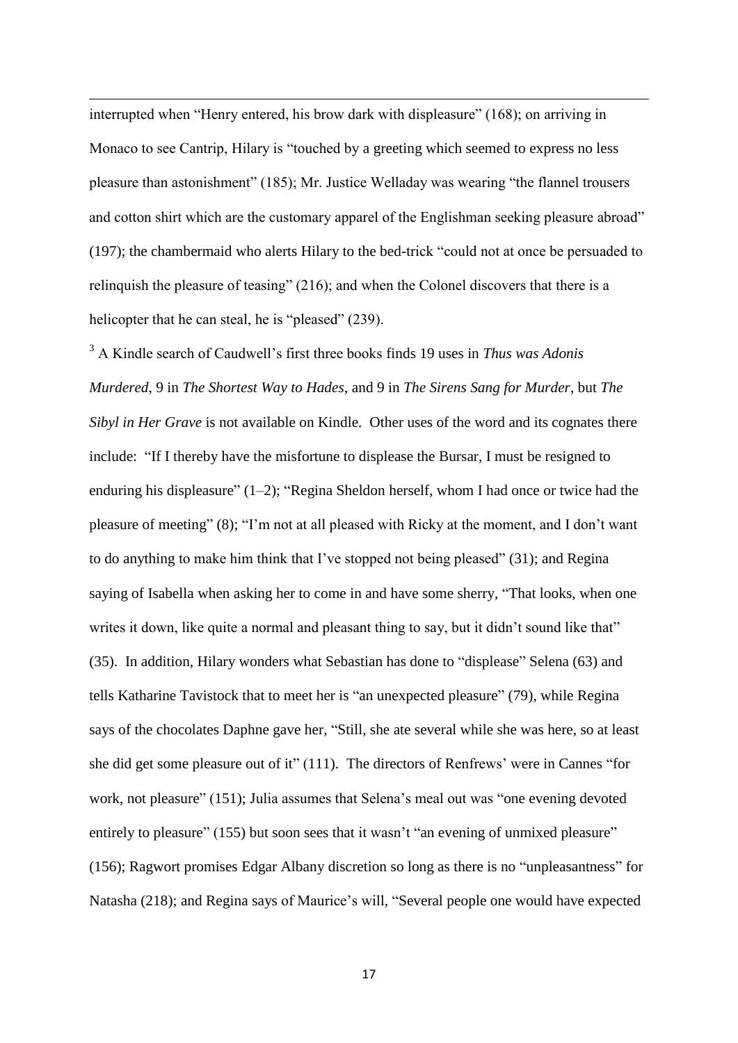interrupted when "Henry entered, his brow dark with displeasure" (168); on arriving in Monaco to see Cantrip, Hilary is "touched by a greeting which seemed to express no less pleasure than astonishment" (185); Mr. Justice Welladay was wearing "the flannel trousers and cotton shirt which are the customary apparel of the Englishman seeking pleasure abroad" (197); the chambermaid who alerts Hilary to the bed-trick "could not at once be persuaded to relinquish the pleasure of teasing" (216); and when the Colonel discovers that there is a helicopter that he can steal, he is "pleased" (239).

[3] A Kindle search of Caudwell's first three books finds 19 uses in *Thus was Adonis Murdered*, 9 in *The Shortest Way to Hades*, and 9 in *The Sirens Sang for Murder*, but *The Sibyl in Her Grave* is not available on Kindle. Other uses of the word and its cognates there include: "If I thereby have the misfortune to displease the Bursar, I must be resigned to enduring his displeasure" (1–2); "Regina Sheldon herself, whom I had once or twice had the pleasure of meeting" (8); "I'm not at all pleased with Ricky at the moment, and I don't want to do anything to make him think that I've stopped not being pleased" (31); and Regina saying of Isabella when asking her to come in and have some sherry, "That looks, when one writes it down, like quite a normal and pleasant thing to say, but it didn't sound like that" (35). In addition, Hilary wonders what Sebastian has done to "displease" Selena (63) and tells Katharine Tavistock that to meet her is "an unexpected pleasure" (79), while Regina says of the chocolates Daphne gave her, "Still, she ate several while she was here, so at least she did get some pleasure out of it" (111). The directors of Renfrews' were in Cannes "for work, not pleasure" (151); Julia assumes that Selena's meal out was "one evening devoted entirely to pleasure" (155) but soon sees that it wasn't "an evening of unmixed pleasure" (156); Ragwort promises Edgar Albany discretion so long as there is no "unpleasantness" for Natasha (218); and Regina says of Maurice's will, "Several people one would have expected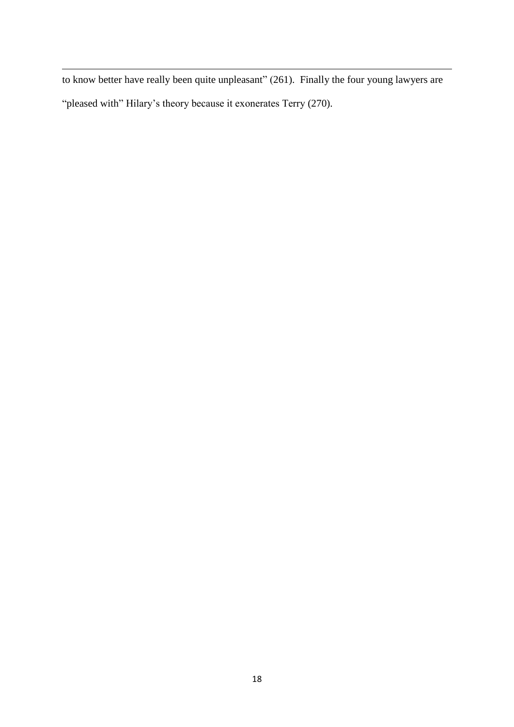to know better have really been quite unpleasant" (261). Finally the four young lawyers are "pleased with" Hilary's theory because it exonerates Terry (270).